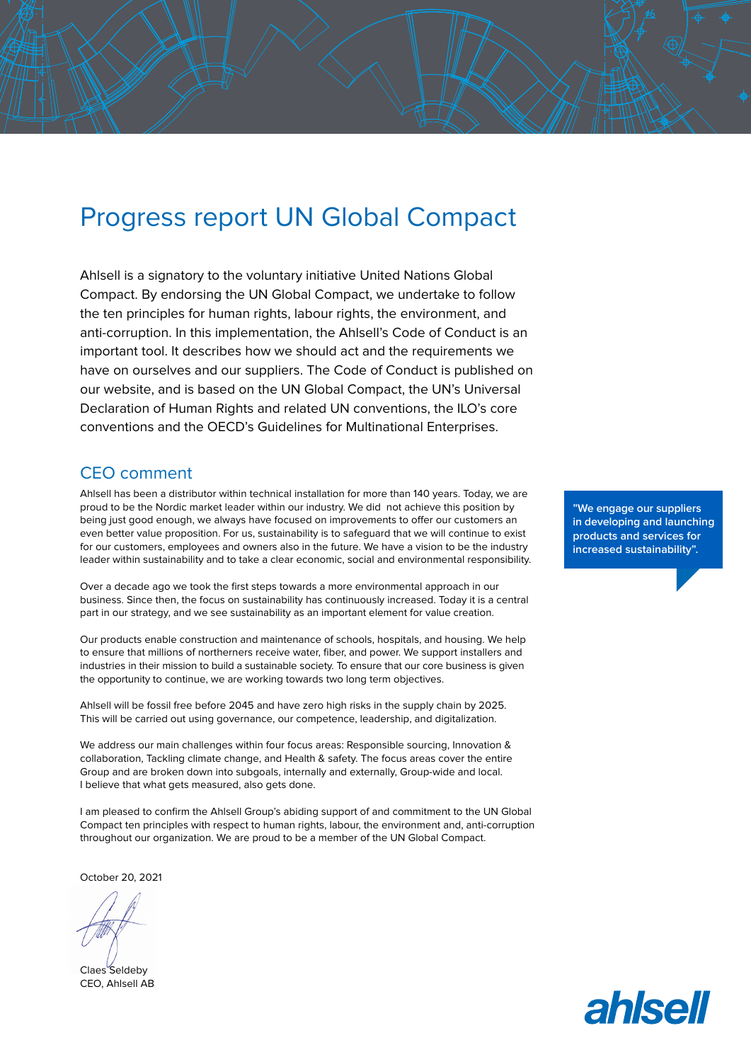# Progress report UN Global Compact

Ahlsell is a signatory to the voluntary initiative United Nations Global Compact. By endorsing the UN Global Compact, we undertake to follow the ten principles for human rights, labour rights, the environment, and anti-corruption. In this implementation, the Ahlsell's Code of Conduct is an important tool. It describes how we should act and the requirements we have on ourselves and our suppliers. The Code of Conduct is published on our website, and is based on the UN Global Compact, the UN's Universal Declaration of Human Rights and related UN conventions, the ILO's core conventions and the OECD's Guidelines for Multinational Enterprises.

## CEO comment

Ahlsell has been a distributor within technical installation for more than 140 years. Today, we are proud to be the Nordic market leader within our industry. We did not achieve this position by being just good enough, we always have focused on improvements to offer our customers an even better value proposition. For us, sustainability is to safeguard that we will continue to exist for our customers, employees and owners also in the future. We have a vision to be the industry leader within sustainability and to take a clear economic, social and environmental responsibility.

> **"We engage our suppliers in developing and launching products and services for increased sustainability".**

Over a decade ago we took the first steps towards a more environmental approach in our business. Since then, the focus on sustainability has continuously increased. Today it is a central part in our strategy, and we see sustainability as an important element for value creation.

Our products enable construction and maintenance of schools, hospitals, and housing. We help to ensure that millions of northerners receive water, fiber, and power. We support installers and industries in their mission to build a sustainable society. To ensure that our core business is given the opportunity to continue, we are working towards two long term objectives.

Ahlsell will be fossil free before 2045 and have zero high risks in the supply chain by 2025. This will be carried out using governance, our competence, leadership, and digitalization.

We address our main challenges within four focus areas: Responsible sourcing, Innovation & collaboration, Tackling climate change, and Health & safety. The focus areas cover the entire Group and are broken down into subgoals, internally and externally, Group-wide and local. I believe that what gets measured, also gets done.

I am pleased to confirm the Ahlsell Group's abiding support of and commitment to the UN Global Compact ten principles with respect to human rights, labour, the environment and, anti-corruption throughout our organization. We are proud to be a member of the UN Global Compact.

October 20, 2021

Claes Seldeby
CEO, Ahlsell AB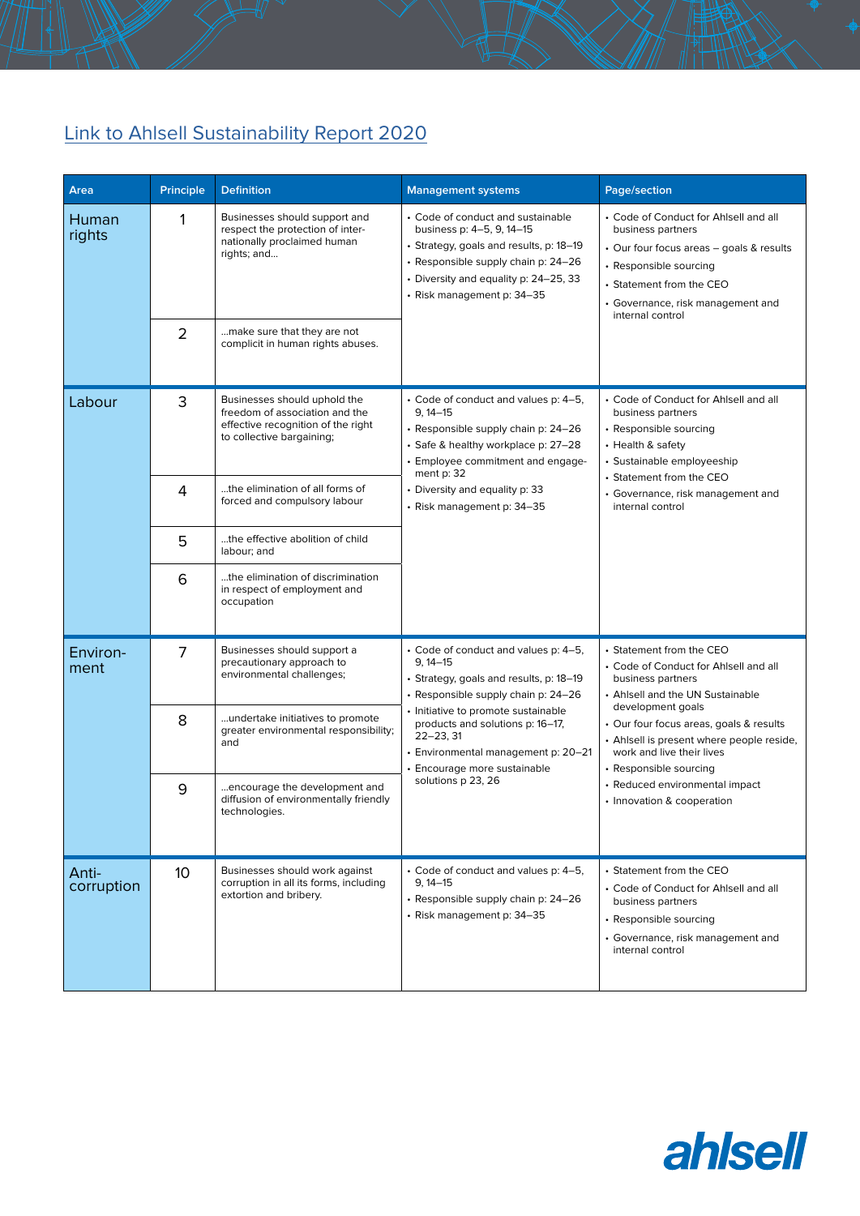## Link to Ahlsell Sustainability Report 2020

| Area | Principle | Definition | Management systems | Page/section |
|---|---|---|---|---|
| Human rights | 1 | Businesses should support and respect the protection of internationally proclaimed human rights; and... | • Code of conduct and sustainable business p: 4–5, 9, 14–15<br>• Strategy, goals and results, p: 18–19<br>• Responsible supply chain p: 24–26<br>• Diversity and equality p: 24–25, 33<br>• Risk management p: 34–35 | • Code of Conduct for Ahlsell and all business partners<br>• Our four focus areas – goals & results<br>• Responsible sourcing<br>• Statement from the CEO<br>• Governance, risk management and internal control |
| | 2 | ...make sure that they are not complicit in human rights abuses. | | |
| Labour | 3 | Businesses should uphold the freedom of association and the effective recognition of the right to collective bargaining; | • Code of conduct and values p: 4–5, 9, 14–15<br>• Responsible supply chain p: 24–26<br>• Safe & healthy workplace p: 27–28<br>• Employee commitment and engagement p: 32<br>• Diversity and equality p: 33<br>• Risk management p: 34–35 | • Code of Conduct for Ahlsell and all business partners<br>• Responsible sourcing<br>• Health & safety<br>• Sustainable employeeship<br>• Statement from the CEO<br>• Governance, risk management and internal control |
| | 4 | ...the elimination of all forms of forced and compulsory labour | | |
| | 5 | ...the effective abolition of child labour; and | | |
| | 6 | ...the elimination of discrimination in respect of employment and occupation | | |
| Environment | 7 | Businesses should support a precautionary approach to environmental challenges; | • Code of conduct and values p: 4–5, 9, 14–15<br>• Strategy, goals and results, p: 18–19<br>• Responsible supply chain p: 24–26<br>• Initiative to promote sustainable products and solutions p: 16–17, 22–23, 31<br>• Environmental management p: 20–21<br>• Encourage more sustainable solutions p 23, 26 | • Statement from the CEO<br>• Code of Conduct for Ahlsell and all business partners<br>• Ahlsell and the UN Sustainable development goals<br>• Our four focus areas, goals & results<br>• Ahlsell is present where people reside, work and live their lives<br>• Responsible sourcing<br>• Reduced environmental impact<br>• Innovation & cooperation |
| | 8 | ...undertake initiatives to promote greater environmental responsibility; and | | |
| | 9 | ...encourage the development and diffusion of environmentally friendly technologies. | | |
| Anti-corruption | 10 | Businesses should work against corruption in all its forms, including extortion and bribery. | • Code of conduct and values p: 4–5, 9, 14–15<br>• Responsible supply chain p: 24–26<br>• Risk management p: 34–35 | • Statement from the CEO<br>• Code of Conduct for Ahlsell and all business partners<br>• Responsible sourcing<br>• Governance, risk management and internal control |

ahlsell